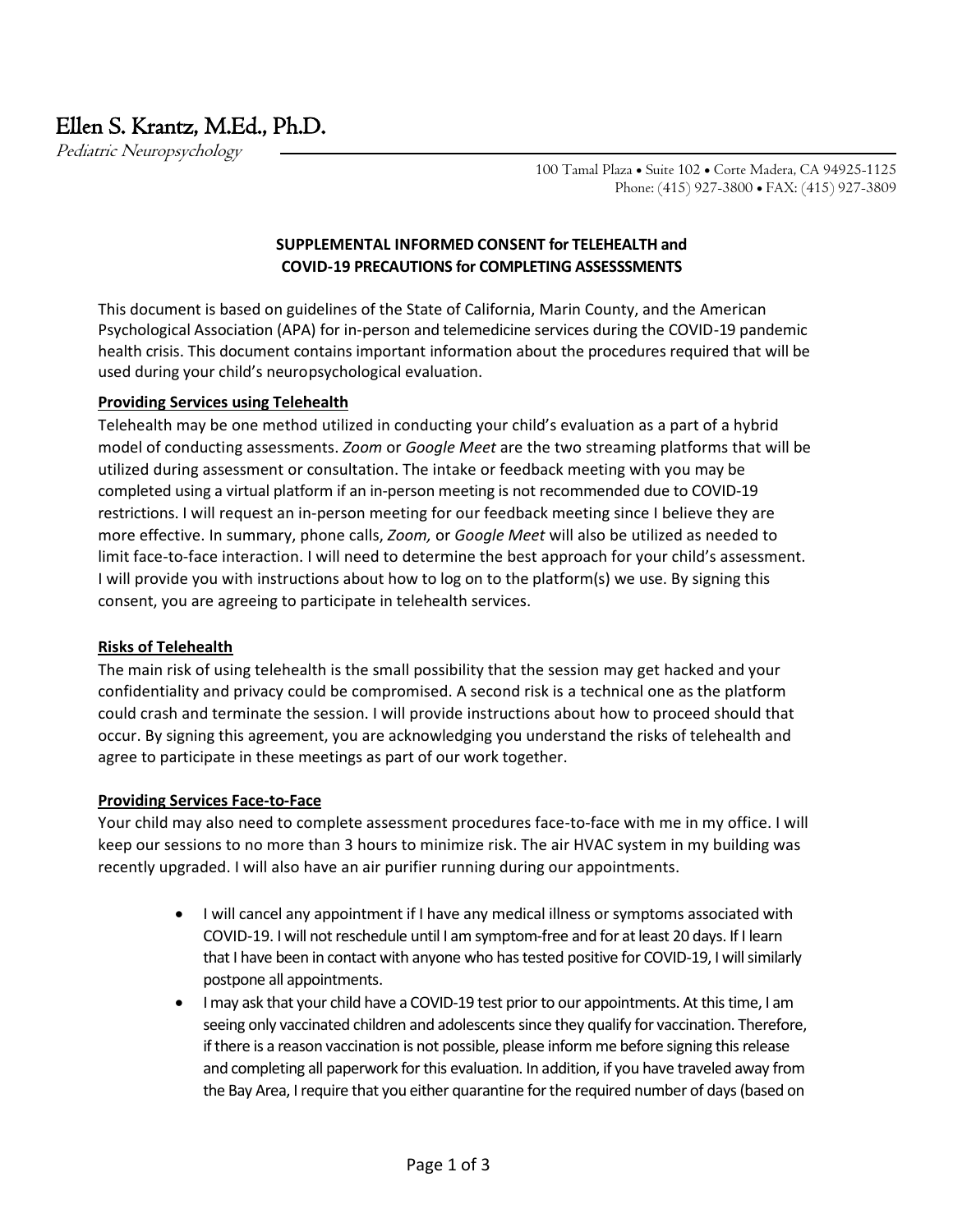# Ellen S. Krantz, M.Ed., Ph.D.

*Pediatric Neuropsychology*

100 Tamal Plaza • Suite 102 • Corte Madera, CA 94925-1125
Phone: (415) 927-3800 • FAX: (415) 927-3809

## SUPPLEMENTAL INFORMED CONSENT for TELEHEALTH and COVID-19 PRECAUTIONS for COMPLETING ASSESSSMENTS

This document is based on guidelines of the State of California, Marin County, and the American Psychological Association (APA) for in-person and telemedicine services during the COVID-19 pandemic health crisis. This document contains important information about the procedures required that will be used during your child's neuropsychological evaluation.

**Providing Services using Telehealth**

Telehealth may be one method utilized in conducting your child's evaluation as a part of a hybrid model of conducting assessments. *Zoom* or *Google Meet* are the two streaming platforms that will be utilized during assessment or consultation. The intake or feedback meeting with you may be completed using a virtual platform if an in-person meeting is not recommended due to COVID-19 restrictions. I will request an in-person meeting for our feedback meeting since I believe they are more effective. In summary, phone calls, *Zoom,* or *Google Meet* will also be utilized as needed to limit face-to-face interaction. I will need to determine the best approach for your child's assessment. I will provide you with instructions about how to log on to the platform(s) we use. By signing this consent, you are agreeing to participate in telehealth services.

**Risks of Telehealth**

The main risk of using telehealth is the small possibility that the session may get hacked and your confidentiality and privacy could be compromised. A second risk is a technical one as the platform could crash and terminate the session. I will provide instructions about how to proceed should that occur. By signing this agreement, you are acknowledging you understand the risks of telehealth and agree to participate in these meetings as part of our work together.

**Providing Services Face-to-Face**

Your child may also need to complete assessment procedures face-to-face with me in my office. I will keep our sessions to no more than 3 hours to minimize risk. The air HVAC system in my building was recently upgraded. I will also have an air purifier running during our appointments.

- I will cancel any appointment if I have any medical illness or symptoms associated with COVID-19. I will not reschedule until I am symptom-free and for at least 20 days. If I learn that I have been in contact with anyone who has tested positive for COVID-19, I will similarly postpone all appointments.
- I may ask that your child have a COVID-19 test prior to our appointments. At this time, I am seeing only vaccinated children and adolescents since they qualify for vaccination. Therefore, if there is a reason vaccination is not possible, please inform me before signing this release and completing all paperwork for this evaluation. In addition, if you have traveled away from the Bay Area, I require that you either quarantine for the required number of days (based on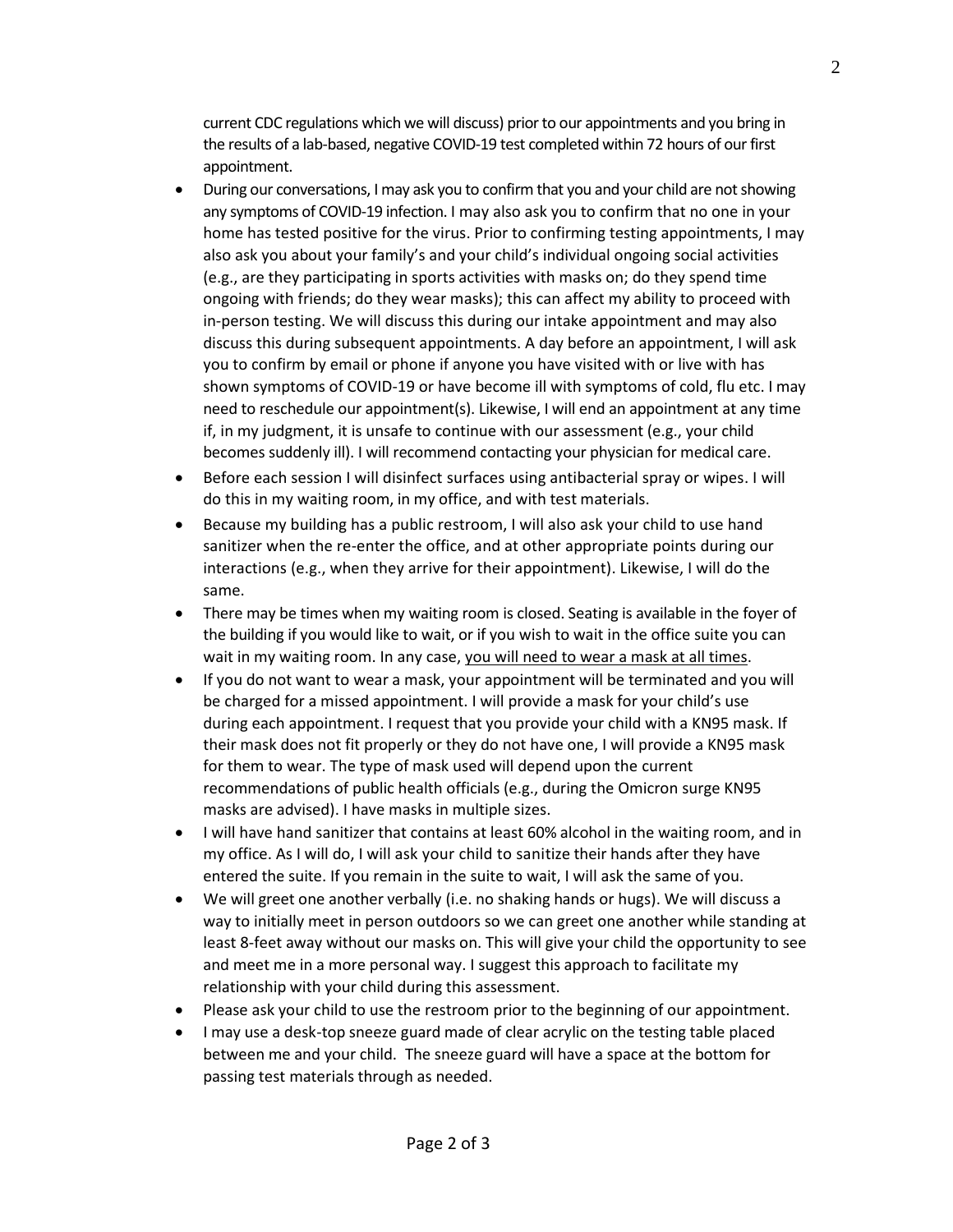current CDC regulations which we will discuss) prior to our appointments and you bring in the results of a lab-based, negative COVID-19 test completed within 72 hours of our first appointment.

- During our conversations, I may ask you to confirm that you and your child are not showing any symptoms of COVID-19 infection. I may also ask you to confirm that no one in your home has tested positive for the virus. Prior to confirming testing appointments, I may also ask you about your family's and your child's individual ongoing social activities (e.g., are they participating in sports activities with masks on; do they spend time ongoing with friends; do they wear masks); this can affect my ability to proceed with in-person testing. We will discuss this during our intake appointment and may also discuss this during subsequent appointments. A day before an appointment, I will ask you to confirm by email or phone if anyone you have visited with or live with has shown symptoms of COVID-19 or have become ill with symptoms of cold, flu etc. I may need to reschedule our appointment(s). Likewise, I will end an appointment at any time if, in my judgment, it is unsafe to continue with our assessment (e.g., your child becomes suddenly ill). I will recommend contacting your physician for medical care.
- Before each session I will disinfect surfaces using antibacterial spray or wipes. I will do this in my waiting room, in my office, and with test materials.
- Because my building has a public restroom, I will also ask your child to use hand sanitizer when the re-enter the office, and at other appropriate points during our interactions (e.g., when they arrive for their appointment). Likewise, I will do the same.
- There may be times when my waiting room is closed. Seating is available in the foyer of the building if you would like to wait, or if you wish to wait in the office suite you can wait in my waiting room. In any case, <u>you will need to wear a mask at all times</u>.
- If you do not want to wear a mask, your appointment will be terminated and you will be charged for a missed appointment. I will provide a mask for your child's use during each appointment. I request that you provide your child with a KN95 mask. If their mask does not fit properly or they do not have one, I will provide a KN95 mask for them to wear. The type of mask used will depend upon the current recommendations of public health officials (e.g., during the Omicron surge KN95 masks are advised). I have masks in multiple sizes.
- I will have hand sanitizer that contains at least 60% alcohol in the waiting room, and in my office. As I will do, I will ask your child to sanitize their hands after they have entered the suite. If you remain in the suite to wait, I will ask the same of you.
- We will greet one another verbally (i.e. no shaking hands or hugs). We will discuss a way to initially meet in person outdoors so we can greet one another while standing at least 8-feet away without our masks on. This will give your child the opportunity to see and meet me in a more personal way. I suggest this approach to facilitate my relationship with your child during this assessment.
- Please ask your child to use the restroom prior to the beginning of our appointment.
- I may use a desk-top sneeze guard made of clear acrylic on the testing table placed between me and your child. The sneeze guard will have a space at the bottom for passing test materials through as needed.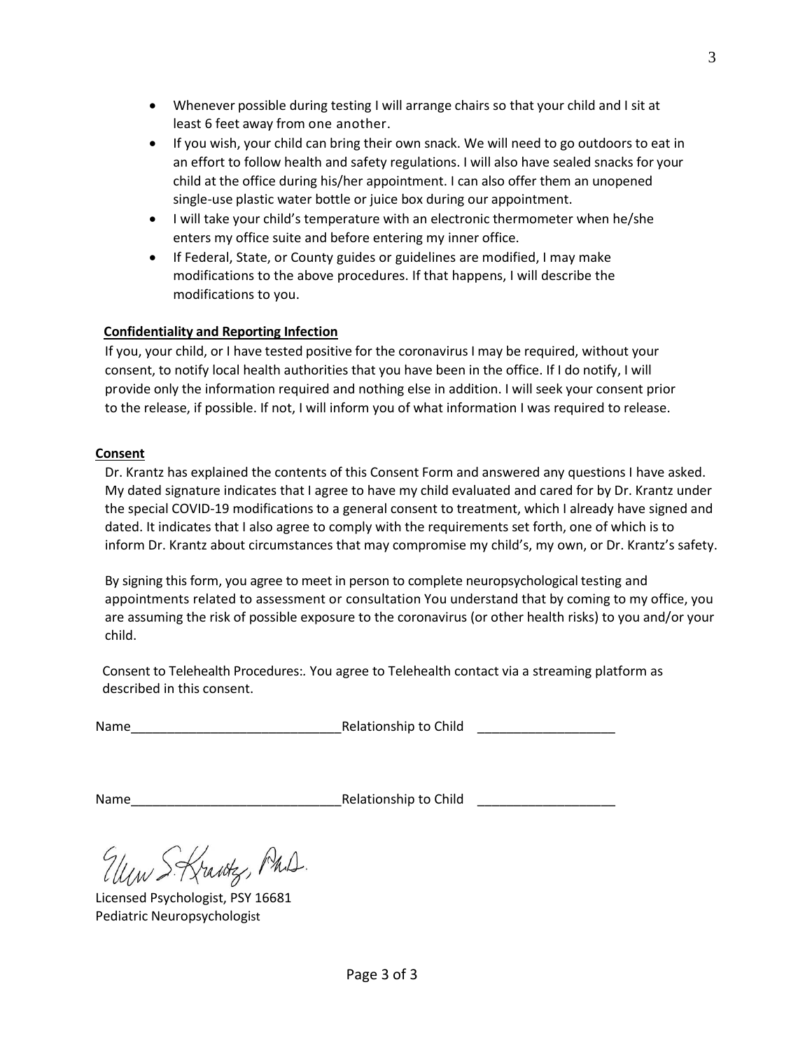- Whenever possible during testing I will arrange chairs so that your child and I sit at least 6 feet away from one another.
- If you wish, your child can bring their own snack. We will need to go outdoors to eat in an effort to follow health and safety regulations. I will also have sealed snacks for your child at the office during his/her appointment. I can also offer them an unopened single-use plastic water bottle or juice box during our appointment.
- I will take your child's temperature with an electronic thermometer when he/she enters my office suite and before entering my inner office.
- If Federal, State, or County guides or guidelines are modified, I may make modifications to the above procedures. If that happens, I will describe the modifications to you.

**Confidentiality and Reporting Infection**

If you, your child, or I have tested positive for the coronavirus I may be required, without your consent, to notify local health authorities that you have been in the office. If I do notify, I will provide only the information required and nothing else in addition. I will seek your consent prior to the release, if possible. If not, I will inform you of what information I was required to release.

**Consent**

Dr. Krantz has explained the contents of this Consent Form and answered any questions I have asked. My dated signature indicates that I agree to have my child evaluated and cared for by Dr. Krantz under the special COVID-19 modifications to a general consent to treatment, which I already have signed and dated. It indicates that I also agree to comply with the requirements set forth, one of which is to inform Dr. Krantz about circumstances that may compromise my child's, my own, or Dr. Krantz's safety.

By signing this form, you agree to meet in person to complete neuropsychological testing and appointments related to assessment or consultation You understand that by coming to my office, you are assuming the risk of possible exposure to the coronavirus (or other health risks) to you and/or your child.

Consent to Telehealth Procedures:. You agree to Telehealth contact via a streaming platform as described in this consent.

Name_____________________________Relationship to Child ___________________

Name_____________________________Relationship to Child ___________________

Ellen S. Krantz, Ph.D.

Licensed Psychologist, PSY 16681
Pediatric Neuropsychologist